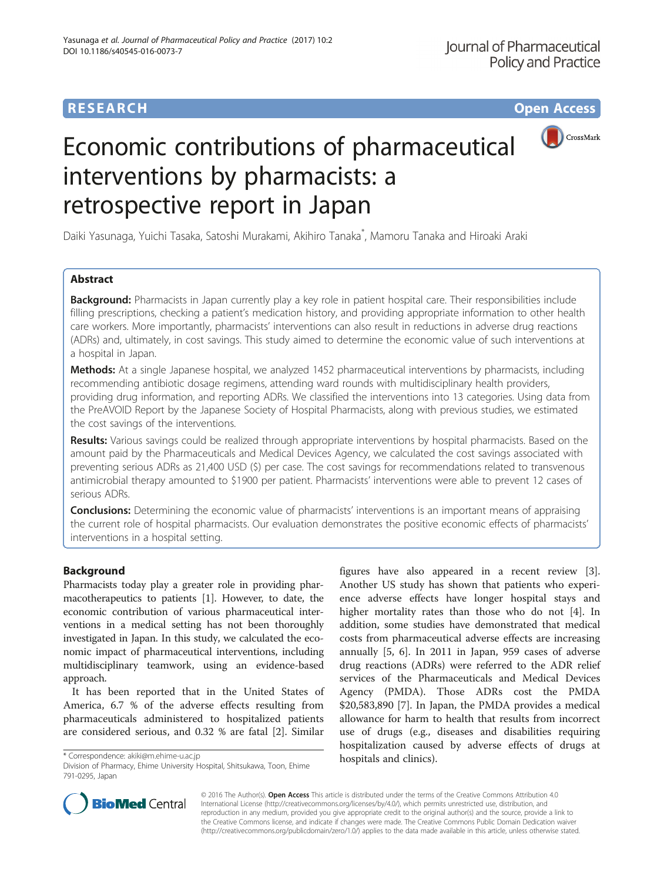RESEARCH Open Access

# Economic contributions of pharmaceutical interventions by pharmacists: a retrospective report in Japan

Daiki Yasunaga, Yuichi Tasaka, Satoshi Murakami, Akihiro Tanaka*, Mamoru Tanaka and Hiroaki Araki

## Abstract

**Background:** Pharmacists in Japan currently play a key role in patient hospital care. Their responsibilities include filling prescriptions, checking a patient's medication history, and providing appropriate information to other health care workers. More importantly, pharmacists' interventions can also result in reductions in adverse drug reactions (ADRs) and, ultimately, in cost savings. This study aimed to determine the economic value of such interventions at a hospital in Japan.

**Methods:** At a single Japanese hospital, we analyzed 1452 pharmaceutical interventions by pharmacists, including recommending antibiotic dosage regimens, attending ward rounds with multidisciplinary health providers, providing drug information, and reporting ADRs. We classified the interventions into 13 categories. Using data from the PreAVOID Report by the Japanese Society of Hospital Pharmacists, along with previous studies, we estimated the cost savings of the interventions.

**Results:** Various savings could be realized through appropriate interventions by hospital pharmacists. Based on the amount paid by the Pharmaceuticals and Medical Devices Agency, we calculated the cost savings associated with preventing serious ADRs as 21,400 USD ($) per case. The cost savings for recommendations related to transvenous antimicrobial therapy amounted to $1900 per patient. Pharmacists' interventions were able to prevent 12 cases of serious ADRs.

**Conclusions:** Determining the economic value of pharmacists' interventions is an important means of appraising the current role of hospital pharmacists. Our evaluation demonstrates the positive economic effects of pharmacists' interventions in a hospital setting.

## Background

Pharmacists today play a greater role in providing pharmacotherapeutics to patients [1]. However, to date, the economic contribution of various pharmaceutical interventions in a medical setting has not been thoroughly investigated in Japan. In this study, we calculated the economic impact of pharmaceutical interventions, including multidisciplinary teamwork, using an evidence-based approach.

It has been reported that in the United States of America, 6.7 % of the adverse effects resulting from pharmaceuticals administered to hospitalized patients are considered serious, and 0.32 % are fatal [2]. Similar figures have also appeared in a recent review [3]. Another US study has shown that patients who experience adverse effects have longer hospital stays and higher mortality rates than those who do not [4]. In addition, some studies have demonstrated that medical costs from pharmaceutical adverse effects are increasing annually [5, 6]. In 2011 in Japan, 959 cases of adverse drug reactions (ADRs) were referred to the ADR relief services of the Pharmaceuticals and Medical Devices Agency (PMDA). Those ADRs cost the PMDA $20,583,890 [7]. In Japan, the PMDA provides a medical allowance for harm to health that results from incorrect use of drugs (e.g., diseases and disabilities requiring hospitalization caused by adverse effects of drugs at hospitals and clinics).

* Correspondence: akiki@m.ehime-u.ac.jp
Division of Pharmacy, Ehime University Hospital, Shitsukawa, Toon, Ehime 791-0295, Japan

© 2016 The Author(s). **Open Access** This article is distributed under the terms of the Creative Commons Attribution 4.0 International License (http://creativecommons.org/licenses/by/4.0/), which permits unrestricted use, distribution, and reproduction in any medium, provided you give appropriate credit to the original author(s) and the source, provide a link to the Creative Commons license, and indicate if changes were made. The Creative Commons Public Domain Dedication waiver (http://creativecommons.org/publicdomain/zero/1.0/) applies to the data made available in this article, unless otherwise stated.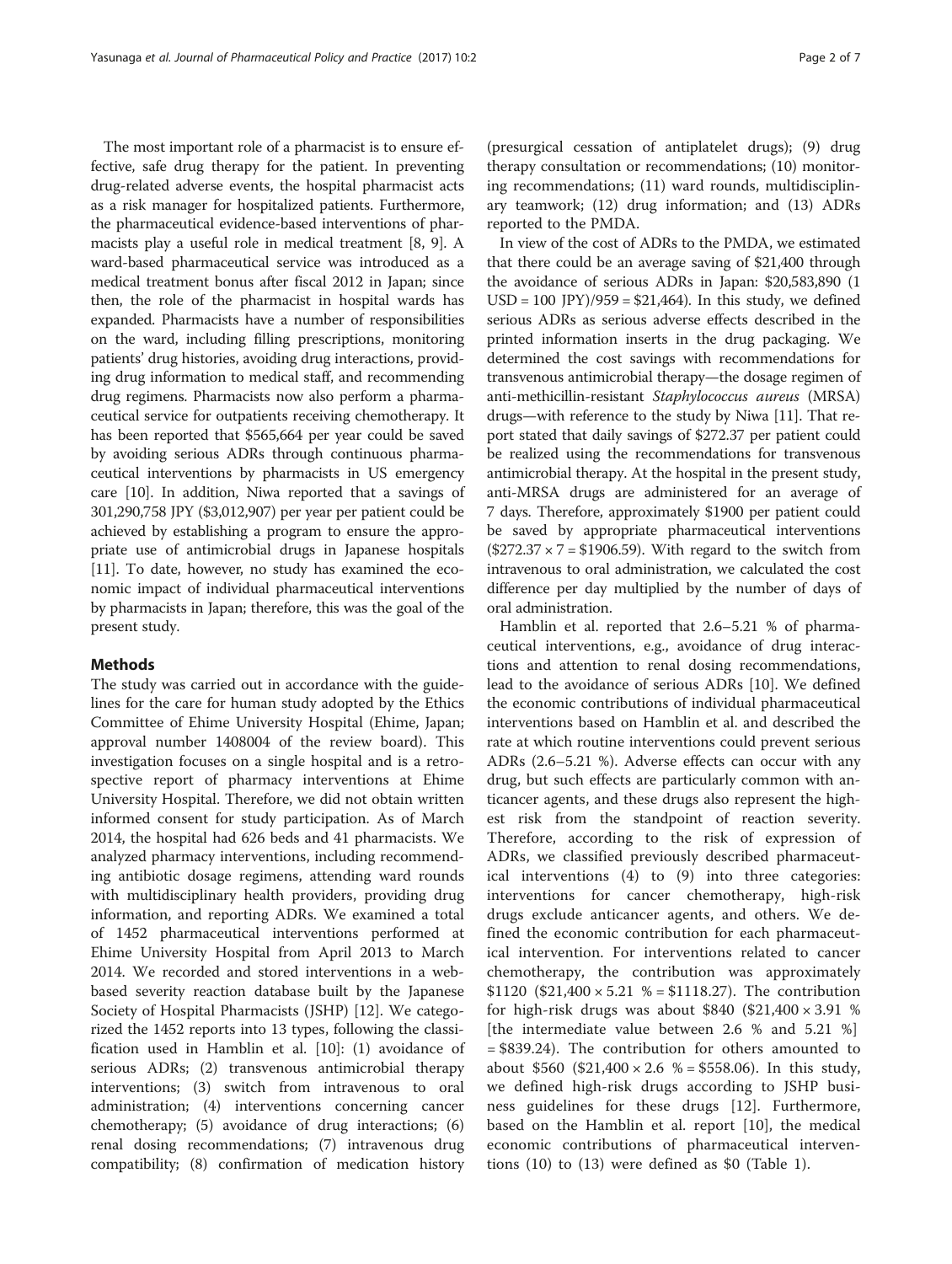The most important role of a pharmacist is to ensure effective, safe drug therapy for the patient. In preventing drug-related adverse events, the hospital pharmacist acts as a risk manager for hospitalized patients. Furthermore, the pharmaceutical evidence-based interventions of pharmacists play a useful role in medical treatment [8, 9]. A ward-based pharmaceutical service was introduced as a medical treatment bonus after fiscal 2012 in Japan; since then, the role of the pharmacist in hospital wards has expanded. Pharmacists have a number of responsibilities on the ward, including filling prescriptions, monitoring patients' drug histories, avoiding drug interactions, providing drug information to medical staff, and recommending drug regimens. Pharmacists now also perform a pharmaceutical service for outpatients receiving chemotherapy. It has been reported that $565,664 per year could be saved by avoiding serious ADRs through continuous pharmaceutical interventions by pharmacists in US emergency care [10]. In addition, Niwa reported that a savings of 301,290,758 JPY ($3,012,907) per year per patient could be achieved by establishing a program to ensure the appropriate use of antimicrobial drugs in Japanese hospitals [11]. To date, however, no study has examined the economic impact of individual pharmaceutical interventions by pharmacists in Japan; therefore, this was the goal of the present study.

## Methods

The study was carried out in accordance with the guidelines for the care for human study adopted by the Ethics Committee of Ehime University Hospital (Ehime, Japan; approval number 1408004 of the review board). This investigation focuses on a single hospital and is a retrospective report of pharmacy interventions at Ehime University Hospital. Therefore, we did not obtain written informed consent for study participation. As of March 2014, the hospital had 626 beds and 41 pharmacists. We analyzed pharmacy interventions, including recommending antibiotic dosage regimens, attending ward rounds with multidisciplinary health providers, providing drug information, and reporting ADRs. We examined a total of 1452 pharmaceutical interventions performed at Ehime University Hospital from April 2013 to March 2014. We recorded and stored interventions in a web-based severity reaction database built by the Japanese Society of Hospital Pharmacists (JSHP) [12]. We categorized the 1452 reports into 13 types, following the classification used in Hamblin et al. [10]: (1) avoidance of serious ADRs; (2) transvenous antimicrobial therapy interventions; (3) switch from intravenous to oral administration; (4) interventions concerning cancer chemotherapy; (5) avoidance of drug interactions; (6) renal dosing recommendations; (7) intravenous drug compatibility; (8) confirmation of medication history (presurgical cessation of antiplatelet drugs); (9) drug therapy consultation or recommendations; (10) monitoring recommendations; (11) ward rounds, multidisciplinary teamwork; (12) drug information; and (13) ADRs reported to the PMDA.

In view of the cost of ADRs to the PMDA, we estimated that there could be an average saving of $21,400 through the avoidance of serious ADRs in Japan: $20,583,890 (1 USD = 100 JPY)/959 = $21,464). In this study, we defined serious ADRs as serious adverse effects described in the printed information inserts in the drug packaging. We determined the cost savings with recommendations for transvenous antimicrobial therapy—the dosage regimen of anti-methicillin-resistant *Staphylococcus aureus* (MRSA) drugs—with reference to the study by Niwa [11]. That report stated that daily savings of $272.37 per patient could be realized using the recommendations for transvenous antimicrobial therapy. At the hospital in the present study, anti-MRSA drugs are administered for an average of 7 days. Therefore, approximately $1900 per patient could be saved by appropriate pharmaceutical interventions ($\$272.37 \times 7 = \$1906.59$). With regard to the switch from intravenous to oral administration, we calculated the cost difference per day multiplied by the number of days of oral administration.

Hamblin et al. reported that 2.6–5.21 % of pharmaceutical interventions, e.g., avoidance of drug interactions and attention to renal dosing recommendations, lead to the avoidance of serious ADRs [10]. We defined the economic contributions of individual pharmaceutical interventions based on Hamblin et al. and described the rate at which routine interventions could prevent serious ADRs (2.6–5.21 %). Adverse effects can occur with any drug, but such effects are particularly common with anticancer agents, and these drugs also represent the highest risk from the standpoint of reaction severity. Therefore, according to the risk of expression of ADRs, we classified previously described pharmaceutical interventions (4) to (9) into three categories: interventions for cancer chemotherapy, high-risk drugs exclude anticancer agents, and others. We defined the economic contribution for each pharmaceutical intervention. For interventions related to cancer chemotherapy, the contribution was approximately $1120 ($\$21,400 \times 5.21\ \% = \$1118.27$). The contribution for high-risk drugs was about $840 ($\$21,400 \times 3.91\ \%$ [the intermediate value between 2.6 % and 5.21 %] $= \$839.24$). The contribution for others amounted to about $560 ($\$21,400 \times 2.6\ \% = \$558.06$). In this study, we defined high-risk drugs according to JSHP business guidelines for these drugs [12]. Furthermore, based on the Hamblin et al. report [10], the medical economic contributions of pharmaceutical interventions (10) to (13) were defined as $0 (Table 1).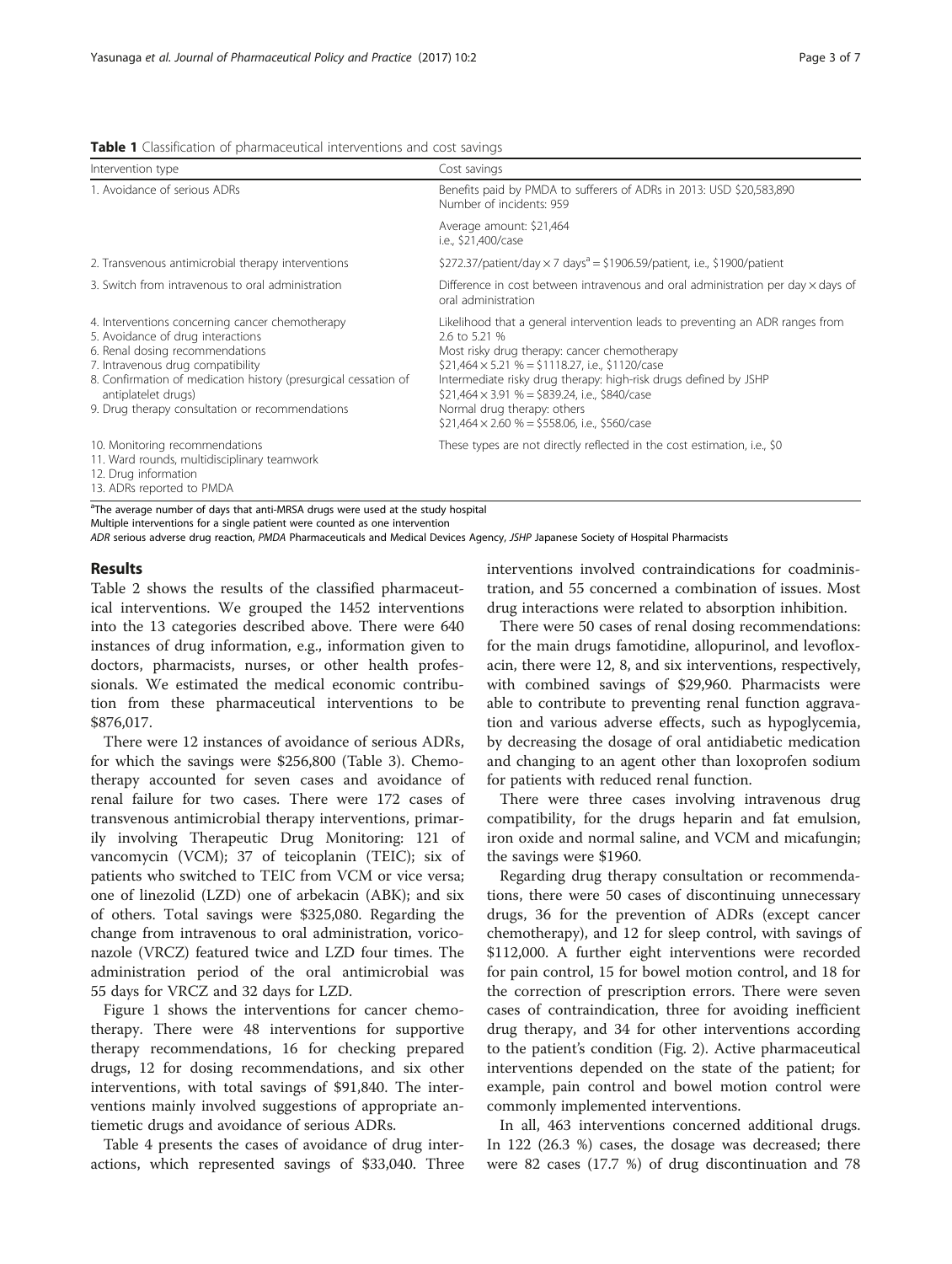**Table 1** Classification of pharmaceutical interventions and cost savings

| Intervention type | Cost savings |
|---|---|
| 1. Avoidance of serious ADRs | Benefits paid by PMDA to sufferers of ADRs in 2013: USD \$20,583,890<br>Number of incidents: 959<br>Average amount: \$21,464<br>i.e., \$21,400/case |
| 2. Transvenous antimicrobial therapy interventions | \$272.37/patient/day × 7 days[a] = \$1906.59/patient, i.e., \$1900/patient |
| 3. Switch from intravenous to oral administration | Difference in cost between intravenous and oral administration per day × days of oral administration |
| 4. Interventions concerning cancer chemotherapy<br>5. Avoidance of drug interactions<br>6. Renal dosing recommendations<br>7. Intravenous drug compatibility<br>8. Confirmation of medication history (presurgical cessation of antiplatelet drugs)<br>9. Drug therapy consultation or recommendations | Likelihood that a general intervention leads to preventing an ADR ranges from 2.6 to 5.21 %<br>Most risky drug therapy: cancer chemotherapy<br>\$21,464 × 5.21 % = \$1118.27, i.e., \$1120/case<br>Intermediate risky drug therapy: high-risk drugs defined by JSHP<br>\$21,464 × 3.91 % = \$839.24, i.e., \$840/case<br>Normal drug therapy: others<br>\$21,464 × 2.60 % = \$558.06, i.e., \$560/case |
| 10. Monitoring recommendations<br>11. Ward rounds, multidisciplinary teamwork<br>12. Drug information<br>13. ADRs reported to PMDA | These types are not directly reflected in the cost estimation, i.e., \$0 |

[a]The average number of days that anti-MRSA drugs were used at the study hospital
Multiple interventions for a single patient were counted as one intervention
*ADR* serious adverse drug reaction, *PMDA* Pharmaceuticals and Medical Devices Agency, *JSHP* Japanese Society of Hospital Pharmacists

## Results

Table 2 shows the results of the classified pharmaceutical interventions. We grouped the 1452 interventions into the 13 categories described above. There were 640 instances of drug information, e.g., information given to doctors, pharmacists, nurses, or other health professionals. We estimated the medical economic contribution from these pharmaceutical interventions to be \$876,017.

There were 12 instances of avoidance of serious ADRs, for which the savings were \$256,800 (Table 3). Chemotherapy accounted for seven cases and avoidance of renal failure for two cases. There were 172 cases of transvenous antimicrobial therapy interventions, primarily involving Therapeutic Drug Monitoring: 121 of vancomycin (VCM); 37 of teicoplanin (TEIC); six of patients who switched to TEIC from VCM or vice versa; one of linezolid (LZD) one of arbekacin (ABK); and six of others. Total savings were \$325,080. Regarding the change from intravenous to oral administration, voriconazole (VRCZ) featured twice and LZD four times. The administration period of the oral antimicrobial was 55 days for VRCZ and 32 days for LZD.

Figure 1 shows the interventions for cancer chemotherapy. There were 48 interventions for supportive therapy recommendations, 16 for checking prepared drugs, 12 for dosing recommendations, and six other interventions, with total savings of \$91,840. The interventions mainly involved suggestions of appropriate antiemetic drugs and avoidance of serious ADRs.

Table 4 presents the cases of avoidance of drug interactions, which represented savings of \$33,040. Three interventions involved contraindications for coadministration, and 55 concerned a combination of issues. Most drug interactions were related to absorption inhibition.

There were 50 cases of renal dosing recommendations: for the main drugs famotidine, allopurinol, and levofloxacin, there were 12, 8, and six interventions, respectively, with combined savings of \$29,960. Pharmacists were able to contribute to preventing renal function aggravation and various adverse effects, such as hypoglycemia, by decreasing the dosage of oral antidiabetic medication and changing to an agent other than loxoprofen sodium for patients with reduced renal function.

There were three cases involving intravenous drug compatibility, for the drugs heparin and fat emulsion, iron oxide and normal saline, and VCM and micafungin; the savings were \$1960.

Regarding drug therapy consultation or recommendations, there were 50 cases of discontinuing unnecessary drugs, 36 for the prevention of ADRs (except cancer chemotherapy), and 12 for sleep control, with savings of \$112,000. A further eight interventions were recorded for pain control, 15 for bowel motion control, and 18 for the correction of prescription errors. There were seven cases of contraindication, three for avoiding inefficient drug therapy, and 34 for other interventions according to the patient's condition (Fig. 2). Active pharmaceutical interventions depended on the state of the patient; for example, pain control and bowel motion control were commonly implemented interventions.

In all, 463 interventions concerned additional drugs. In 122 (26.3 %) cases, the dosage was decreased; there were 82 cases (17.7 %) of drug discontinuation and 78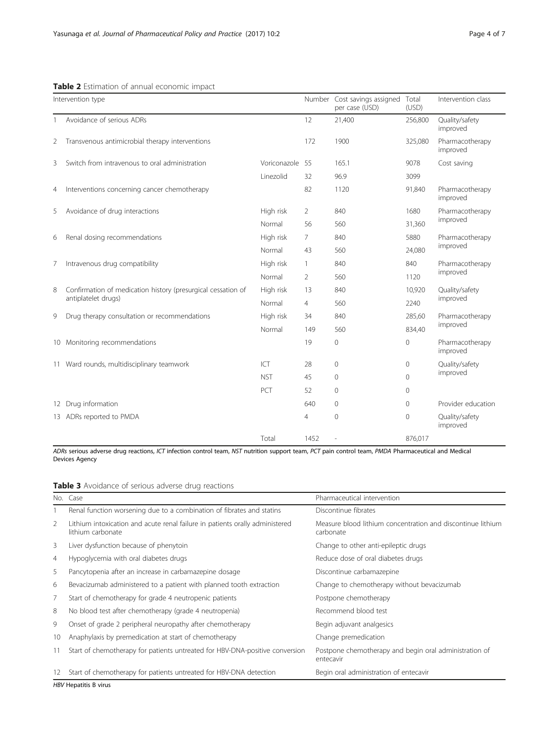**Table 2** Estimation of annual economic impact

| Intervention type | | | Number | Cost savings assigned per case (USD) | Total (USD) | Intervention class |
|---|---|---|---|---|---|---|
| 1 | Avoidance of serious ADRs | | 12 | 21,400 | 256,800 | Quality/safety improved |
| 2 | Transvenous antimicrobial therapy interventions | | 172 | 1900 | 325,080 | Pharmacotherapy improved |
| 3 | Switch from intravenous to oral administration | Voriconazole | 55 | 165.1 | 9078 | Cost saving |
| | | Linezolid | 32 | 96.9 | 3099 | |
| 4 | Interventions concerning cancer chemotherapy | | 82 | 1120 | 91,840 | Pharmacotherapy improved |
| 5 | Avoidance of drug interactions | High risk | 2 | 840 | 1680 | Pharmacotherapy improved |
| | | Normal | 56 | 560 | 31,360 | |
| 6 | Renal dosing recommendations | High risk | 7 | 840 | 5880 | Pharmacotherapy improved |
| | | Normal | 43 | 560 | 24,080 | |
| 7 | Intravenous drug compatibility | High risk | 1 | 840 | 840 | Pharmacotherapy improved |
| | | Normal | 2 | 560 | 1120 | |
| 8 | Confirmation of medication history (presurgical cessation of antiplatelet drugs) | High risk | 13 | 840 | 10,920 | Quality/safety improved |
| | | Normal | 4 | 560 | 2240 | |
| 9 | Drug therapy consultation or recommendations | High risk | 34 | 840 | 285,60 | Pharmacotherapy improved |
| | | Normal | 149 | 560 | 834,40 | |
| 10 | Monitoring recommendations | | 19 | 0 | 0 | Pharmacotherapy improved |
| 11 | Ward rounds, multidisciplinary teamwork | ICT | 28 | 0 | 0 | Quality/safety improved |
| | | NST | 45 | 0 | 0 | |
| | | PCT | 52 | 0 | 0 | |
| 12 | Drug information | | 640 | 0 | 0 | Provider education |
| 13 | ADRs reported to PMDA | | 4 | 0 | 0 | Quality/safety improved |
| | | Total | 1452 | - | 876,017 | |

*ADRs* serious adverse drug reactions, *ICT* infection control team, *NST* nutrition support team, *PCT* pain control team, *PMDA* Pharmaceutical and Medical Devices Agency

**Table 3** Avoidance of serious adverse drug reactions

| No. | Case | Pharmaceutical intervention |
|---|---|---|
| 1 | Renal function worsening due to a combination of fibrates and statins | Discontinue fibrates |
| 2 | Lithium intoxication and acute renal failure in patients orally administered lithium carbonate | Measure blood lithium concentration and discontinue lithium carbonate |
| 3 | Liver dysfunction because of phenytoin | Change to other anti-epileptic drugs |
| 4 | Hypoglycemia with oral diabetes drugs | Reduce dose of oral diabetes drugs |
| 5 | Pancytopenia after an increase in carbamazepine dosage | Discontinue carbamazepine |
| 6 | Bevacizumab administered to a patient with planned tooth extraction | Change to chemotherapy without bevacizumab |
| 7 | Start of chemotherapy for grade 4 neutropenic patients | Postpone chemotherapy |
| 8 | No blood test after chemotherapy (grade 4 neutropenia) | Recommend blood test |
| 9 | Onset of grade 2 peripheral neuropathy after chemotherapy | Begin adjuvant analgesics |
| 10 | Anaphylaxis by premedication at start of chemotherapy | Change premedication |
| 11 | Start of chemotherapy for patients untreated for HBV-DNA-positive conversion | Postpone chemotherapy and begin oral administration of entecavir |
| 12 | Start of chemotherapy for patients untreated for HBV-DNA detection | Begin oral administration of entecavir |

*HBV* Hepatitis B virus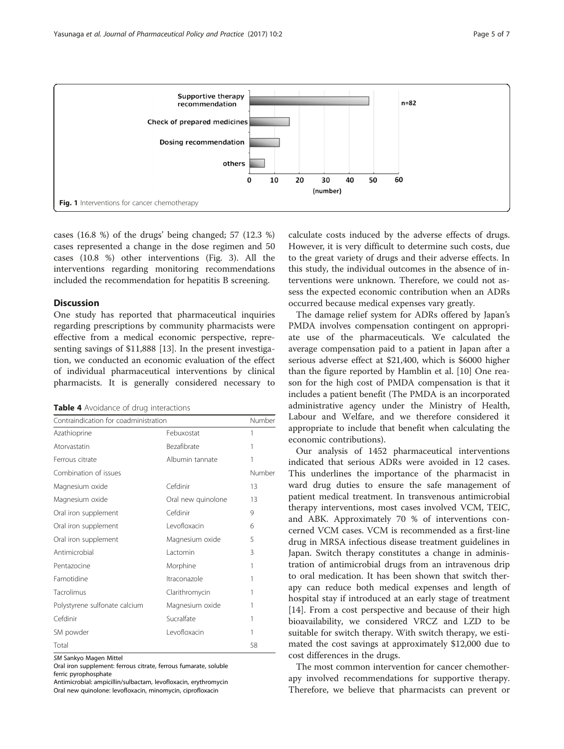Fig. 1 Interventions for cancer chemotherapy

cases (16.8 %) of the drugs' being changed; 57 (12.3 %) cases represented a change in the dose regimen and 50 cases (10.8 %) other interventions (Fig. 3). All the interventions regarding monitoring recommendations included the recommendation for hepatitis B screening.

## Discussion

One study has reported that pharmaceutical inquiries regarding prescriptions by community pharmacists were effective from a medical economic perspective, representing savings of $11,888 [13]. In the present investigation, we conducted an economic evaluation of the effect of individual pharmaceutical interventions by clinical pharmacists. It is generally considered necessary to calculate costs induced by the adverse effects of drugs. However, it is very difficult to determine such costs, due to the great variety of drugs and their adverse effects. In this study, the individual outcomes in the absence of interventions were unknown. Therefore, we could not assess the expected economic contribution when an ADRs occurred because medical expenses vary greatly.

**Table 4** Avoidance of drug interactions

| Contraindication for coadministration | | Number |
|---|---|---|
| Azathioprine | Febuxostat | 1 |
| Atorvastatin | Bezafibrate | 1 |
| Ferrous citrate | Albumin tannate | 1 |
| Combination of issues | | Number |
| Magnesium oxide | Cefdinir | 13 |
| Magnesium oxide | Oral new quinolone | 13 |
| Oral iron supplement | Cefdinir | 9 |
| Oral iron supplement | Levofloxacin | 6 |
| Oral iron supplement | Magnesium oxide | 5 |
| Antimicrobial | Lactomin | 3 |
| Pentazocine | Morphine | 1 |
| Famotidine | Itraconazole | 1 |
| Tacrolimus | Clarithromycin | 1 |
| Polystyrene sulfonate calcium | Magnesium oxide | 1 |
| Cefdinir | Sucralfate | 1 |
| SM powder | Levofloxacin | 1 |
| Total | | 58 |

*SM* Sankyo Magen Mittel
Oral iron supplement: ferrous citrate, ferrous fumarate, soluble ferric pyrophosphate
Antimicrobial: ampicillin/sulbactam, levofloxacin, erythromycin
Oral new quinolone: levofloxacin, minomycin, ciprofloxacin

The damage relief system for ADRs offered by Japan's PMDA involves compensation contingent on appropriate use of the pharmaceuticals. We calculated the average compensation paid to a patient in Japan after a serious adverse effect at $21,400, which is $6000 higher than the figure reported by Hamblin et al. [10] One reason for the high cost of PMDA compensation is that it includes a patient benefit (The PMDA is an incorporated administrative agency under the Ministry of Health, Labour and Welfare, and we therefore considered it appropriate to include that benefit when calculating the economic contributions).

Our analysis of 1452 pharmaceutical interventions indicated that serious ADRs were avoided in 12 cases. This underlines the importance of the pharmacist in ward drug duties to ensure the safe management of patient medical treatment. In transvenous antimicrobial therapy interventions, most cases involved VCM, TEIC, and ABK. Approximately 70 % of interventions concerned VCM cases. VCM is recommended as a first-line drug in MRSA infectious disease treatment guidelines in Japan. Switch therapy constitutes a change in administration of antimicrobial drugs from an intravenous drip to oral medication. It has been shown that switch therapy can reduce both medical expenses and length of hospital stay if introduced at an early stage of treatment [14]. From a cost perspective and because of their high bioavailability, we considered VRCZ and LZD to be suitable for switch therapy. With switch therapy, we estimated the cost savings at approximately $12,000 due to cost differences in the drugs.

The most common intervention for cancer chemotherapy involved recommendations for supportive therapy. Therefore, we believe that pharmacists can prevent or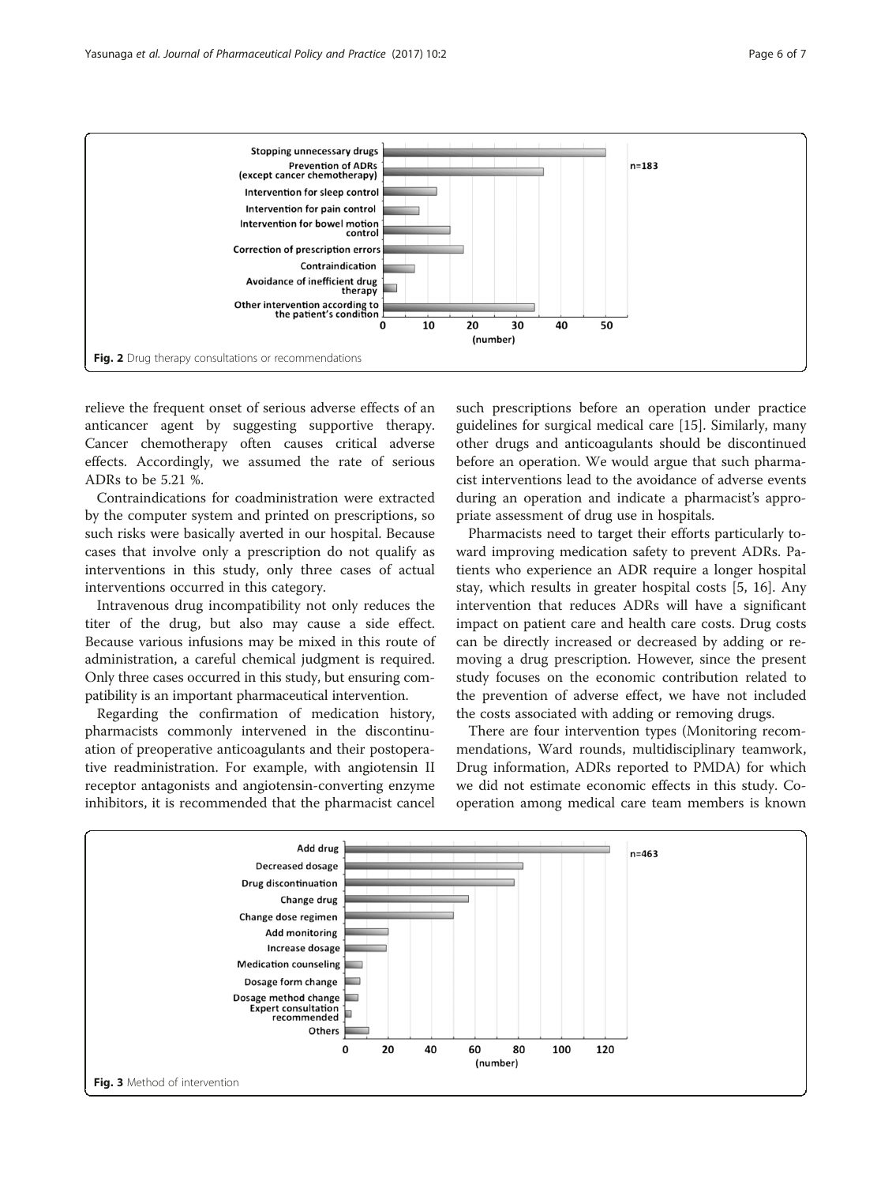Stopping unnecessary drugs
Prevention of ADRs (except cancer chemotherapy)
Intervention for sleep control
Intervention for pain control
Intervention for bowel motion control
Correction of prescription errors
Contraindication
Avoidance of inefficient drug therapy
Other intervention according to the patient's condition
n=183
0 10 20 30 40 50
(number)

**Fig. 2** Drug therapy consultations or recommendations

relieve the frequent onset of serious adverse effects of an anticancer agent by suggesting supportive therapy. Cancer chemotherapy often causes critical adverse effects. Accordingly, we assumed the rate of serious ADRs to be 5.21 %.

Contraindications for coadministration were extracted by the computer system and printed on prescriptions, so such risks were basically averted in our hospital. Because cases that involve only a prescription do not qualify as interventions in this study, only three cases of actual interventions occurred in this category.

Intravenous drug incompatibility not only reduces the titer of the drug, but also may cause a side effect. Because various infusions may be mixed in this route of administration, a careful chemical judgment is required. Only three cases occurred in this study, but ensuring compatibility is an important pharmaceutical intervention.

Regarding the confirmation of medication history, pharmacists commonly intervened in the discontinuation of preoperative anticoagulants and their postoperative readministration. For example, with angiotensin II receptor antagonists and angiotensin-converting enzyme inhibitors, it is recommended that the pharmacist cancel such prescriptions before an operation under practice guidelines for surgical medical care [15]. Similarly, many other drugs and anticoagulants should be discontinued before an operation. We would argue that such pharmacist interventions lead to the avoidance of adverse events during an operation and indicate a pharmacist's appropriate assessment of drug use in hospitals.

Pharmacists need to target their efforts particularly toward improving medication safety to prevent ADRs. Patients who experience an ADR require a longer hospital stay, which results in greater hospital costs [5, 16]. Any intervention that reduces ADRs will have a significant impact on patient care and health care costs. Drug costs can be directly increased or decreased by adding or removing a drug prescription. However, since the present study focuses on the economic contribution related to the prevention of adverse effect, we have not included the costs associated with adding or removing drugs.

There are four intervention types (Monitoring recommendations, Ward rounds, multidisciplinary teamwork, Drug information, ADRs reported to PMDA) for which we did not estimate economic effects in this study. Cooperation among medical care team members is known

Add drug
Decreased dosage
Drug discontinuation
Change drug
Change dose regimen
Add monitoring
Increase dosage
Medication counseling
Dosage form change
Dosage method change
Expert consultation recommended
Others
n=463
0 20 40 60 80 100 120
(number)

**Fig. 3** Method of intervention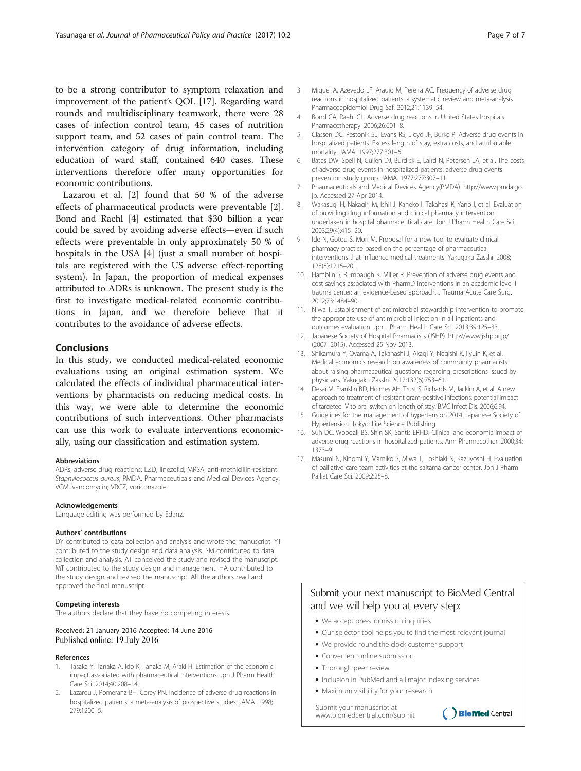to be a strong contributor to symptom relaxation and improvement of the patient's QOL [17]. Regarding ward rounds and multidisciplinary teamwork, there were 28 cases of infection control team, 45 cases of nutrition support team, and 52 cases of pain control team. The intervention category of drug information, including education of ward staff, contained 640 cases. These interventions therefore offer many opportunities for economic contributions.

Lazarou et al. [2] found that 50 % of the adverse effects of pharmaceutical products were preventable [2]. Bond and Raehl [4] estimated that $30 billion a year could be saved by avoiding adverse effects—even if such effects were preventable in only approximately 50 % of hospitals in the USA [4] (just a small number of hospitals are registered with the US adverse effect-reporting system). In Japan, the proportion of medical expenses attributed to ADRs is unknown. The present study is the first to investigate medical-related economic contributions in Japan, and we therefore believe that it contributes to the avoidance of adverse effects.

## Conclusions

In this study, we conducted medical-related economic evaluations using an original estimation system. We calculated the effects of individual pharmaceutical interventions by pharmacists on reducing medical costs. In this way, we were able to determine the economic contributions of such interventions. Other pharmacists can use this work to evaluate interventions economically, using our classification and estimation system.

#### Abbreviations

ADRs, adverse drug reactions; LZD, linezolid; MRSA, anti-methicillin-resistant *Staphylococcus aureus*; PMDA, Pharmaceuticals and Medical Devices Agency; VCM, vancomycin; VRCZ, voriconazole

#### Acknowledgements

Language editing was performed by Edanz.

#### Authors' contributions

DY contributed to data collection and analysis and wrote the manuscript. YT contributed to the study design and data analysis. SM contributed to data collection and analysis. AT conceived the study and revised the manuscript. MT contributed to the study design and management. HA contributed to the study design and revised the manuscript. All the authors read and approved the final manuscript.

#### Competing interests

The authors declare that they have no competing interests.

Received: 21 January 2016 Accepted: 14 June 2016
Published online: 19 July 2016

#### References

1. Tasaka Y, Tanaka A, Ido K, Tanaka M, Araki H. Estimation of the economic impact associated with pharmaceutical interventions. Jpn J Pharm Health Care Sci. 2014;40:208–14.
2. Lazarou J, Pomeranz BH, Corey PN. Incidence of adverse drug reactions in hospitalized patients: a meta-analysis of prospective studies. JAMA. 1998; 279:1200–5.
3. Miguel A, Azevedo LF, Araujo M, Pereira AC. Frequency of adverse drug reactions in hospitalized patients: a systematic review and meta-analysis. Pharmacoepidemiol Drug Saf. 2012;21:1139–54.
4. Bond CA, Raehl CL. Adverse drug reactions in United States hospitals. Pharmacotherapy. 2006;26:601–8.
5. Classen DC, Pestonik SL, Evans RS, Lloyd JF, Burke P. Adverse drug events in hospitalized patients. Excess length of stay, extra costs, and attributable mortality. JAMA. 1997;277:301–6.
6. Bates DW, Spell N, Cullen DJ, Burdick E, Laird N, Petersen LA, et al. The costs of adverse drug events in hospitalized patients: adverse drug events prevention study group. JAMA. 1977;277:307–11.
7. Pharmaceuticals and Medical Devices Agency(PMDA). http://www.pmda.go.jp. Accessed 27 Apr 2014.
8. Wakasugi H, Nakagiri M, Ishii J, Kaneko I, Takahasi K, Yano I, et al. Evaluation of providing drug information and clinical pharmacy intervention undertaken in hospital pharmaceutical care. Jpn J Pharm Health Care Sci. 2003;29(4):415–20.
9. Ide N, Gotou S, Mori M. Proposal for a new tool to evaluate clinical pharmacy practice based on the percentage of pharmaceutical interventions that influence medical treatments. Yakugaku Zasshi. 2008; 128(8):1215–20.
10. Hamblin S, Rumbaugh K, Miller R. Prevention of adverse drug events and cost savings associated with PharmD interventions in an academic level I trauma center: an evidence-based approach. J Trauma Acute Care Surg. 2012;73:1484–90.
11. Niwa T. Establishment of antimicrobial stewardship intervention to promote the appropriate use of antimicrobial injection in all inpatients and outcomes evaluation. Jpn J Pharm Health Care Sci. 2013;39:125–33.
12. Japanese Society of Hospital Pharmacists (JSHP). http://www.jshp.or.jp/ (2007–2015). Accessed 25 Nov 2013.
13. Shikamura Y, Oyama A, Takahashi J, Akagi Y, Negishi K, Ijyuin K, et al. Medical economics research on awareness of community pharmacists about raising pharmaceutical questions regarding prescriptions issued by physicians. Yakugaku Zasshi. 2012;132(6):753–61.
14. Desai M, Franklin BD, Holmes AH, Trust S, Richards M, Jacklin A, et al. A new approach to treatment of resistant gram-positive infections: potential impact of targeted IV to oral switch on length of stay. BMC Infect Dis. 2006;6:94.
15. Guidelines for the management of hypertension 2014. Japanese Society of Hypertension. Tokyo: Life Science Publishing
16. Suh DC, Woodall BS, Shin SK, Santis ERHD. Clinical and economic impact of adverse drug reactions in hospitalized patients. Ann Pharmacother. 2000;34: 1373–9.
17. Masumi N, Kinomi Y, Mamiko S, Miwa T, Toshiaki N, Kazuyoshi H. Evaluation of palliative care team activities at the saitama cancer center. Jpn J Pharm Palliat Care Sci. 2009;2:25–8.

Submit your next manuscript to BioMed Central and we will help you at every step:

- We accept pre-submission inquiries
- Our selector tool helps you to find the most relevant journal
- We provide round the clock customer support
- Convenient online submission
- Thorough peer review
- Inclusion in PubMed and all major indexing services
- Maximum visibility for your research

Submit your manuscript at
www.biomedcentral.com/submit

BioMed Central